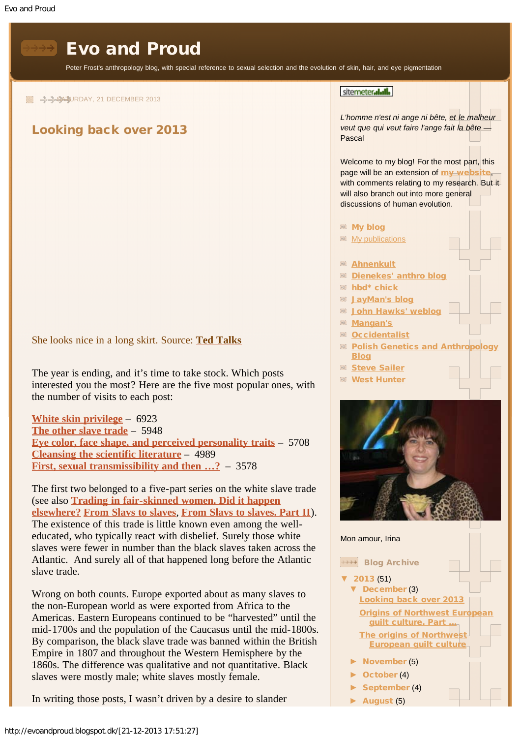# Evo and Proud

Peter Frost's anthropology blog, with special reference to sexual selection and the evolution of skin, hair, and eye pigmentation

SATURDAY, 21 DECEMBER 2013

## Looking back over 2013

She looks nice in a long skirt. Source: **Ted Talks**

The year is ending, and it's time to take stock. Which posts interested you the most? Here are the five most popular ones, with the number of visits to each post:

**White skin privilege** – 6923
**The other slave trade** – 5948
**Eye color, face shape, and perceived personality traits** – 5708
**Cleansing the scientific literature** – 4989
**First, sexual transmissibility and then …?** – 3578

The first two belonged to a five-part series on the white slave trade (see also **Trading in fair-skinned women. Did it happen elsewhere?** **From Slavs to slaves**, **From Slavs to slaves. Part II**). The existence of this trade is little known even among the well-educated, who typically react with disbelief. Surely those white slaves were fewer in number than the black slaves taken across the Atlantic. And surely all of that happened long before the Atlantic slave trade.

Wrong on both counts. Europe exported about as many slaves to the non-European world as were exported from Africa to the Americas. Eastern Europeans continued to be "harvested" until the mid-1700s and the population of the Caucasus until the mid-1800s. By comparison, the black slave trade was banned within the British Empire in 1807 and throughout the Western Hemisphere by the 1860s. The difference was qualitative and not quantitative. Black slaves were mostly male; white slaves mostly female.

In writing those posts, I wasn't driven by a desire to slander

---

*L'homme n'est ni ange ni bête, et le malheur veut que qui veut faire l'ange fait la bête* — Pascal

Welcome to my blog! For the most part, this page will be an extension of **my website**, with comments relating to my research. But it will also branch out into more general discussions of human evolution.

- **My blog**
- My publications

- **Ahnenkult**
- **Dienekes' anthro blog**
- **hbd\* chick**
- **JayMan's blog**
- **John Hawks' weblog**
- **Mangan's**
- **Occidentalist**
- **Polish Genetics and Anthropology Blog**
- **Steve Sailer**
- **West Hunter**

Mon amour, Irina

### Blog Archive

- ▼ **2013** (51)
  - ▼ **December** (3)
    - **Looking back over 2013**
    - **Origins of Northwest European guilt culture. Part ...**
    - **The origins of Northwest European guilt culture**
  - ► **November** (5)
  - ► **October** (4)
  - ► **September** (4)
  - ► **August** (5)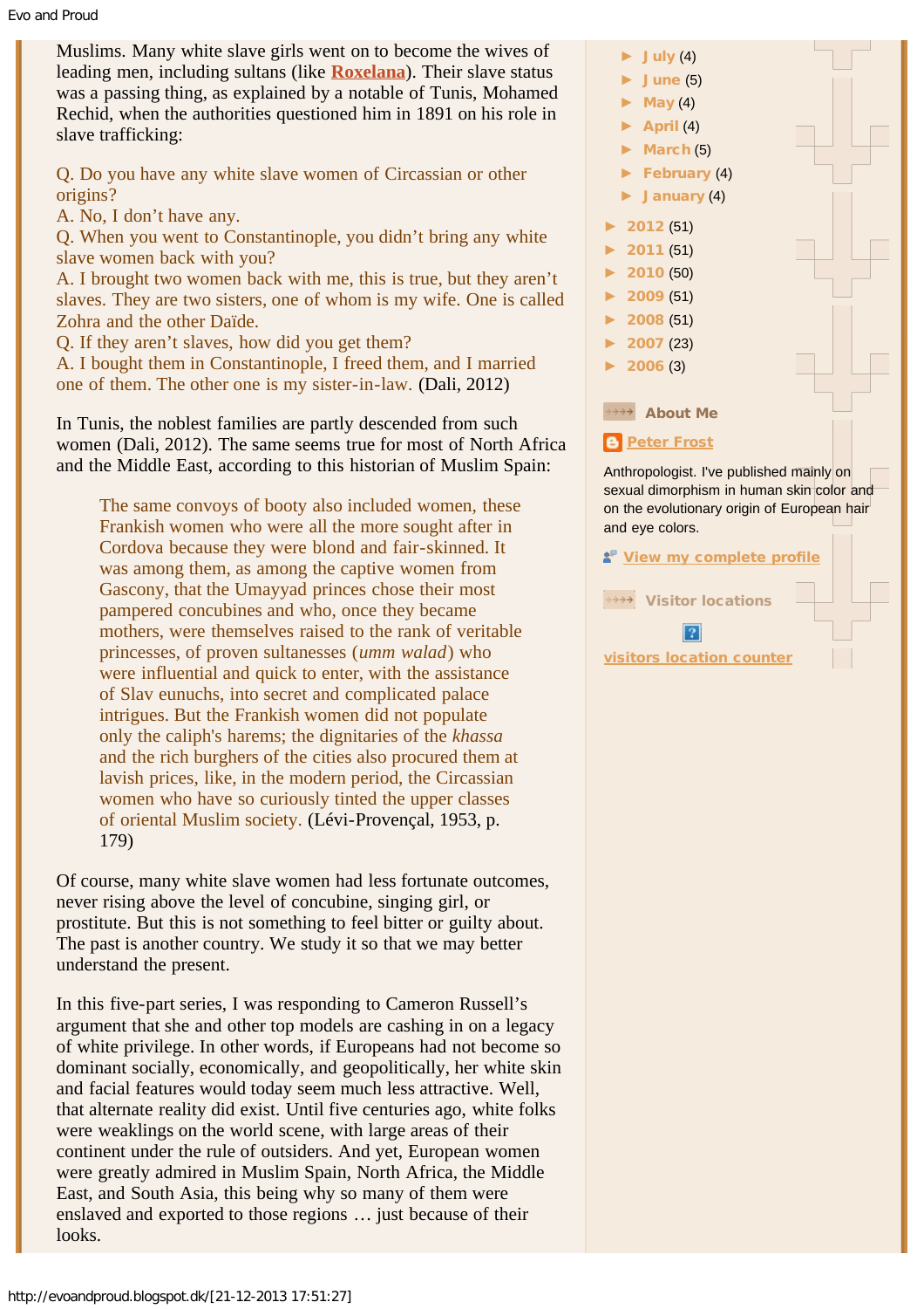Muslims. Many white slave girls went on to become the wives of leading men, including sultans (like Roxelana). Their slave status was a passing thing, as explained by a notable of Tunis, Mohamed Rechid, when the authorities questioned him in 1891 on his role in slave trafficking:

Q. Do you have any white slave women of Circassian or other origins?
A. No, I don't have any.
Q. When you went to Constantinople, you didn't bring any white slave women back with you?
A. I brought two women back with me, this is true, but they aren't slaves. They are two sisters, one of whom is my wife. One is called Zohra and the other Daïde.
Q. If they aren't slaves, how did you get them?
A. I bought them in Constantinople, I freed them, and I married one of them. The other one is my sister-in-law. (Dali, 2012)

In Tunis, the noblest families are partly descended from such women (Dali, 2012). The same seems true for most of North Africa and the Middle East, according to this historian of Muslim Spain:

> The same convoys of booty also included women, these Frankish women who were all the more sought after in Cordova because they were blond and fair-skinned. It was among them, as among the captive women from Gascony, that the Umayyad princes chose their most pampered concubines and who, once they became mothers, were themselves raised to the rank of veritable princesses, of proven sultanesses (*umm walad*) who were influential and quick to enter, with the assistance of Slav eunuchs, into secret and complicated palace intrigues. But the Frankish women did not populate only the caliph's harems; the dignitaries of the *khassa* and the rich burghers of the cities also procured them at lavish prices, like, in the modern period, the Circassian women who have so curiously tinted the upper classes of oriental Muslim society. (Lévi-Provençal, 1953, p. 179)

Of course, many white slave women had less fortunate outcomes, never rising above the level of concubine, singing girl, or prostitute. But this is not something to feel bitter or guilty about. The past is another country. We study it so that we may better understand the present.

In this five-part series, I was responding to Cameron Russell's argument that she and other top models are cashing in on a legacy of white privilege. In other words, if Europeans had not become so dominant socially, economically, and geopolitically, her white skin and facial features would today seem much less attractive. Well, that alternate reality did exist. Until five centuries ago, white folks were weaklings on the world scene, with large areas of their continent under the rule of outsiders. And yet, European women were greatly admired in Muslim Spain, North Africa, the Middle East, and South Asia, this being why so many of them were enslaved and exported to those regions … just because of their looks.

- July (4)
- June (5)
- May (4)
- April (4)
- March (5)
- February (4)
- January (4)
- 2012 (51)
- 2011 (51)
- 2010 (50)
- 2009 (51)
- 2008 (51)
- 2007 (23)
- 2006 (3)

### About Me

Peter Frost

Anthropologist. I've published mainly on sexual dimorphism in human skin color and on the evolutionary origin of European hair and eye colors.

View my complete profile

### Visitor locations

visitors location counter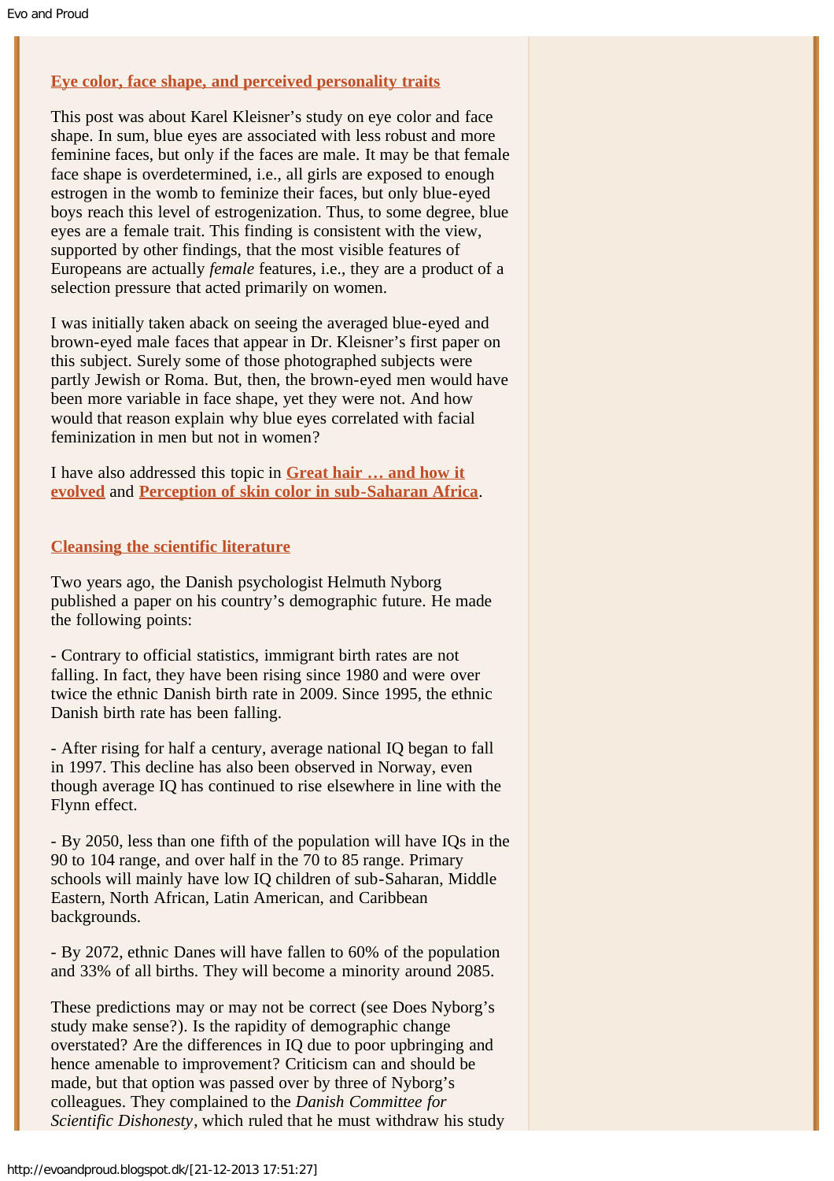### [Eye color, face shape, and perceived personality traits]

This post was about Karel Kleisner's study on eye color and face shape. In sum, blue eyes are associated with less robust and more feminine faces, but only if the faces are male. It may be that female face shape is overdetermined, i.e., all girls are exposed to enough estrogen in the womb to feminize their faces, but only blue-eyed boys reach this level of estrogenization. Thus, to some degree, blue eyes are a female trait. This finding is consistent with the view, supported by other findings, that the most visible features of Europeans are actually *female* features, i.e., they are a product of a selection pressure that acted primarily on women.

I was initially taken aback on seeing the averaged blue-eyed and brown-eyed male faces that appear in Dr. Kleisner's first paper on this subject. Surely some of those photographed subjects were partly Jewish or Roma. But, then, the brown-eyed men would have been more variable in face shape, yet they were not. And how would that reason explain why blue eyes correlated with facial feminization in men but not in women?

I have also addressed this topic in **Great hair … and how it evolved** and **Perception of skin color in sub-Saharan Africa**.

### Cleansing the scientific literature

Two years ago, the Danish psychologist Helmuth Nyborg published a paper on his country's demographic future. He made the following points:

- Contrary to official statistics, immigrant birth rates are not falling. In fact, they have been rising since 1980 and were over twice the ethnic Danish birth rate in 2009. Since 1995, the ethnic Danish birth rate has been falling.

- After rising for half a century, average national IQ began to fall in 1997. This decline has also been observed in Norway, even though average IQ has continued to rise elsewhere in line with the Flynn effect.

- By 2050, less than one fifth of the population will have IQs in the 90 to 104 range, and over half in the 70 to 85 range. Primary schools will mainly have low IQ children of sub-Saharan, Middle Eastern, North African, Latin American, and Caribbean backgrounds.

- By 2072, ethnic Danes will have fallen to 60% of the population and 33% of all births. They will become a minority around 2085.

These predictions may or may not be correct (see Does Nyborg's study make sense?). Is the rapidity of demographic change overstated? Are the differences in IQ due to poor upbringing and hence amenable to improvement? Criticism can and should be made, but that option was passed over by three of Nyborg's colleagues. They complained to the *Danish Committee for Scientific Dishonesty*, which ruled that he must withdraw his study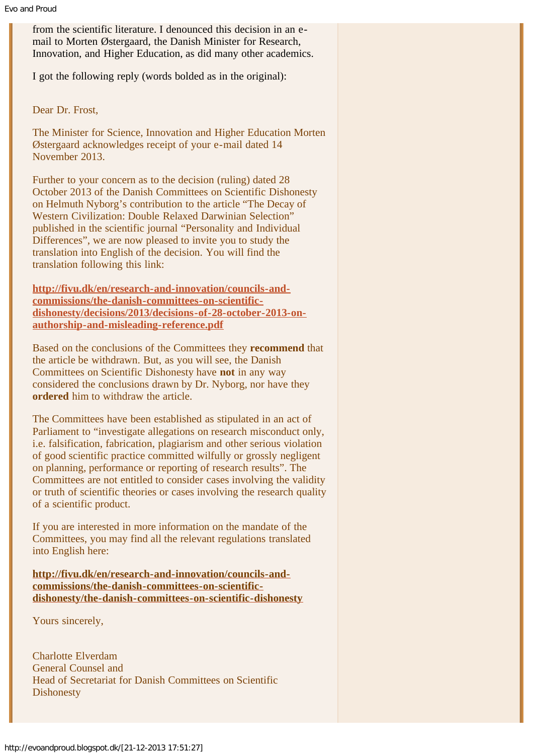from the scientific literature. I denounced this decision in an e-mail to Morten Østergaard, the Danish Minister for Research, Innovation, and Higher Education, as did many other academics.

I got the following reply (words bolded as in the original):

Dear Dr. Frost,

The Minister for Science, Innovation and Higher Education Morten Østergaard acknowledges receipt of your e-mail dated 14 November 2013.

Further to your concern as to the decision (ruling) dated 28 October 2013 of the Danish Committees on Scientific Dishonesty on Helmuth Nyborg's contribution to the article "The Decay of Western Civilization: Double Relaxed Darwinian Selection" published in the scientific journal "Personality and Individual Differences", we are now pleased to invite you to study the translation into English of the decision. You will find the translation following this link:

**http://fivu.dk/en/research-and-innovation/councils-and-commissions/the-danish-committees-on-scientific-dishonesty/decisions/2013/decisions-of-28-october-2013-on-authorship-and-misleading-reference.pdf**

Based on the conclusions of the Committees they **recommend** that the article be withdrawn. But, as you will see, the Danish Committees on Scientific Dishonesty have **not** in any way considered the conclusions drawn by Dr. Nyborg, nor have they **ordered** him to withdraw the article.

The Committees have been established as stipulated in an act of Parliament to "investigate allegations on research misconduct only, i.e. falsification, fabrication, plagiarism and other serious violation of good scientific practice committed wilfully or grossly negligent on planning, performance or reporting of research results". The Committees are not entitled to consider cases involving the validity or truth of scientific theories or cases involving the research quality of a scientific product.

If you are interested in more information on the mandate of the Committees, you may find all the relevant regulations translated into English here:

**http://fivu.dk/en/research-and-innovation/councils-and-commissions/the-danish-committees-on-scientific-dishonesty/the-danish-committees-on-scientific-dishonesty**

Yours sincerely,

Charlotte Elverdam
General Counsel and
Head of Secretariat for Danish Committees on Scientific Dishonesty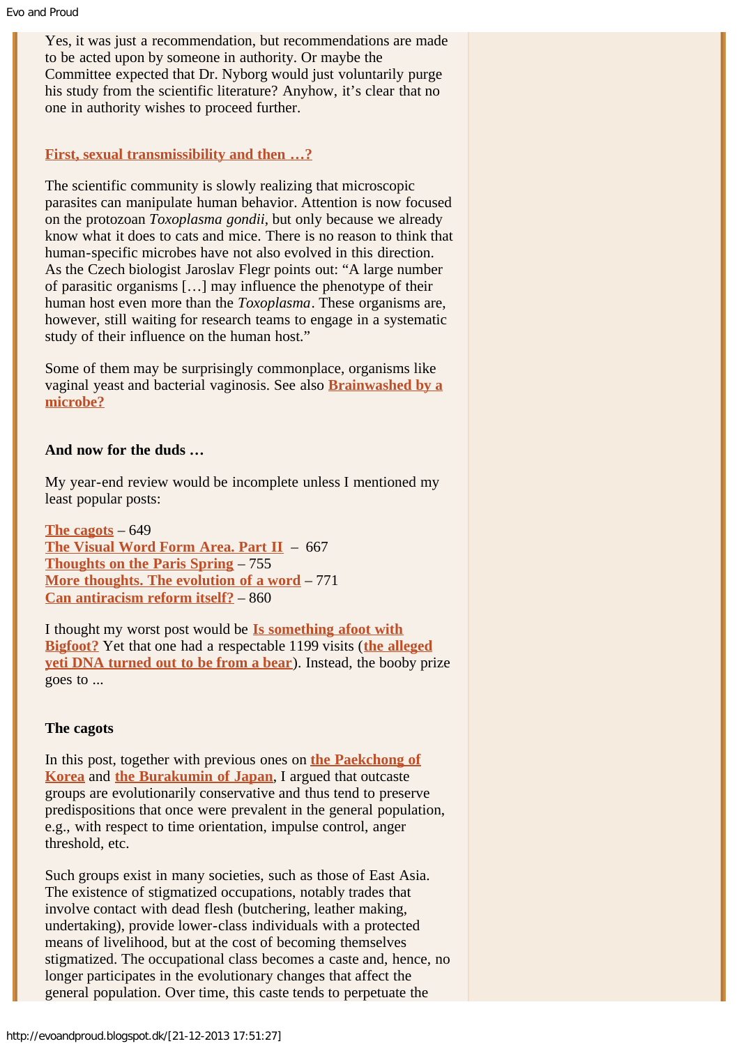Yes, it was just a recommendation, but recommendations are made to be acted upon by someone in authority. Or maybe the Committee expected that Dr. Nyborg would just voluntarily purge his study from the scientific literature? Anyhow, it's clear that no one in authority wishes to proceed further.

**First, sexual transmissibility and then …?**

The scientific community is slowly realizing that microscopic parasites can manipulate human behavior. Attention is now focused on the protozoan *Toxoplasma gondii*, but only because we already know what it does to cats and mice. There is no reason to think that human-specific microbes have not also evolved in this direction. As the Czech biologist Jaroslav Flegr points out: "A large number of parasitic organisms […] may influence the phenotype of their human host even more than the *Toxoplasma*. These organisms are, however, still waiting for research teams to engage in a systematic study of their influence on the human host."

Some of them may be surprisingly commonplace, organisms like vaginal yeast and bacterial vaginosis. See also **Brainwashed by a microbe?**

**And now for the duds …**

My year-end review would be incomplete unless I mentioned my least popular posts:

**The cagots** – 649
**The Visual Word Form Area. Part II** – 667
**Thoughts on the Paris Spring** – 755
**More thoughts. The evolution of a word** – 771
**Can antiracism reform itself?** – 860

I thought my worst post would be **Is something afoot with Bigfoot?** Yet that one had a respectable 1199 visits (**the alleged yeti DNA turned out to be from a bear**). Instead, the booby prize goes to ...

**The cagots**

In this post, together with previous ones on **the Paekchong of Korea** and **the Burakumin of Japan**, I argued that outcaste groups are evolutionarily conservative and thus tend to preserve predispositions that once were prevalent in the general population, e.g., with respect to time orientation, impulse control, anger threshold, etc.

Such groups exist in many societies, such as those of East Asia. The existence of stigmatized occupations, notably trades that involve contact with dead flesh (butchering, leather making, undertaking), provide lower-class individuals with a protected means of livelihood, but at the cost of becoming themselves stigmatized. The occupational class becomes a caste and, hence, no longer participates in the evolutionary changes that affect the general population. Over time, this caste tends to perpetuate the